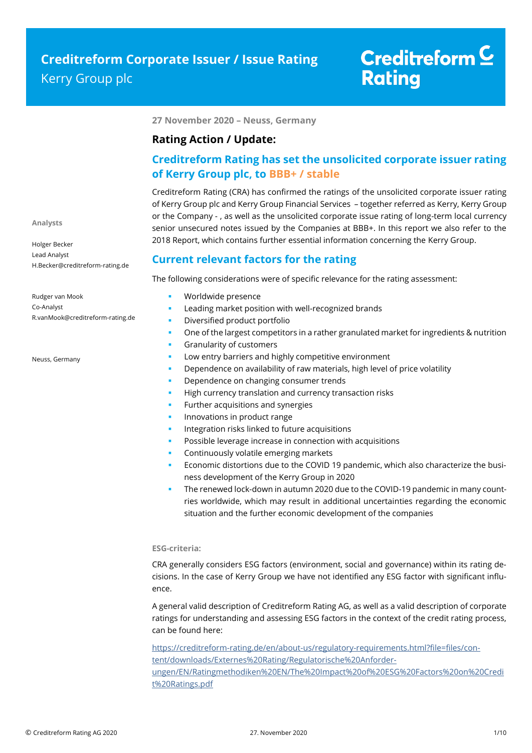# Creditreform Corporate Issuer / Issue Rating

Kerry Group plc

Creditreform Rating

**27 November 2020 – Neuss, Germany**

**Analysts**

Holger Becker
Lead Analyst
H.Becker@creditreform-rating.de

Rudger van Mook
Co-Analyst
R.vanMook@creditreform-rating.de

Neuss, Germany

## Rating Action / Update:

## Creditreform Rating has set the unsolicited corporate issuer rating of Kerry Group plc, to BBB+ / stable

Creditreform Rating (CRA) has confirmed the ratings of the unsolicited corporate issuer rating of Kerry Group plc and Kerry Group Financial Services – together referred as Kerry, Kerry Group or the Company - , as well as the unsolicited corporate issue rating of long-term local currency senior unsecured notes issued by the Companies at BBB+. In this report we also refer to the 2018 Report, which contains further essential information concerning the Kerry Group.

## Current relevant factors for the rating

The following considerations were of specific relevance for the rating assessment:

- Worldwide presence
- Leading market position with well-recognized brands
- Diversified product portfolio
- One of the largest competitors in a rather granulated market for ingredients & nutrition
- Granularity of customers
- Low entry barriers and highly competitive environment
- Dependence on availability of raw materials, high level of price volatility
- Dependence on changing consumer trends
- High currency translation and currency transaction risks
- Further acquisitions and synergies
- Innovations in product range
- Integration risks linked to future acquisitions
- Possible leverage increase in connection with acquisitions
- Continuously volatile emerging markets
- Economic distortions due to the COVID 19 pandemic, which also characterize the business development of the Kerry Group in 2020
- The renewed lock-down in autumn 2020 due to the COVID-19 pandemic in many countries worldwide, which may result in additional uncertainties regarding the economic situation and the further economic development of the companies

**ESG-criteria:**

CRA generally considers ESG factors (environment, social and governance) within its rating decisions. In the case of Kerry Group we have not identified any ESG factor with significant influence.

A general valid description of Creditreform Rating AG, as well as a valid description of corporate ratings for understanding and assessing ESG factors in the context of the credit rating process, can be found here:

https://creditreform-rating.de/en/about-us/regulatory-requirements.html?file=files/content/downloads/Externes%20Rating/Regulatorische%20Anforderungen/EN/Ratingmethodiken%20EN/The%20Impact%20of%20ESG%20Factors%20on%20Credit%20Ratings.pdf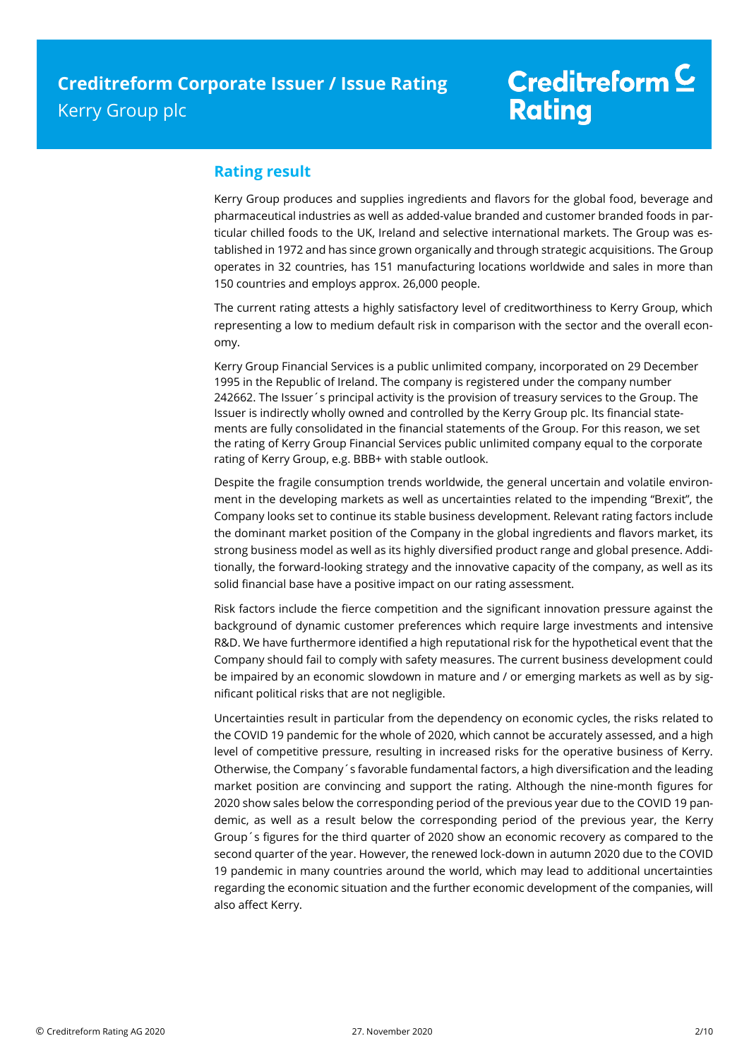## Rating result

Kerry Group produces and supplies ingredients and flavors for the global food, beverage and pharmaceutical industries as well as added-value branded and customer branded foods in particular chilled foods to the UK, Ireland and selective international markets. The Group was established in 1972 and has since grown organically and through strategic acquisitions. The Group operates in 32 countries, has 151 manufacturing locations worldwide and sales in more than 150 countries and employs approx. 26,000 people.

The current rating attests a highly satisfactory level of creditworthiness to Kerry Group, which representing a low to medium default risk in comparison with the sector and the overall economy.

Kerry Group Financial Services is a public unlimited company, incorporated on 29 December 1995 in the Republic of Ireland. The company is registered under the company number 242662. The Issuer´s principal activity is the provision of treasury services to the Group. The Issuer is indirectly wholly owned and controlled by the Kerry Group plc. Its financial statements are fully consolidated in the financial statements of the Group. For this reason, we set the rating of Kerry Group Financial Services public unlimited company equal to the corporate rating of Kerry Group, e.g. BBB+ with stable outlook.

Despite the fragile consumption trends worldwide, the general uncertain and volatile environment in the developing markets as well as uncertainties related to the impending "Brexit", the Company looks set to continue its stable business development. Relevant rating factors include the dominant market position of the Company in the global ingredients and flavors market, its strong business model as well as its highly diversified product range and global presence. Additionally, the forward-looking strategy and the innovative capacity of the company, as well as its solid financial base have a positive impact on our rating assessment.

Risk factors include the fierce competition and the significant innovation pressure against the background of dynamic customer preferences which require large investments and intensive R&D. We have furthermore identified a high reputational risk for the hypothetical event that the Company should fail to comply with safety measures. The current business development could be impaired by an economic slowdown in mature and / or emerging markets as well as by significant political risks that are not negligible.

Uncertainties result in particular from the dependency on economic cycles, the risks related to the COVID 19 pandemic for the whole of 2020, which cannot be accurately assessed, and a high level of competitive pressure, resulting in increased risks for the operative business of Kerry. Otherwise, the Company´s favorable fundamental factors, a high diversification and the leading market position are convincing and support the rating. Although the nine-month figures for 2020 show sales below the corresponding period of the previous year due to the COVID 19 pandemic, as well as a result below the corresponding period of the previous year, the Kerry Group´s figures for the third quarter of 2020 show an economic recovery as compared to the second quarter of the year. However, the renewed lock-down in autumn 2020 due to the COVID 19 pandemic in many countries around the world, which may lead to additional uncertainties regarding the economic situation and the further economic development of the companies, will also affect Kerry.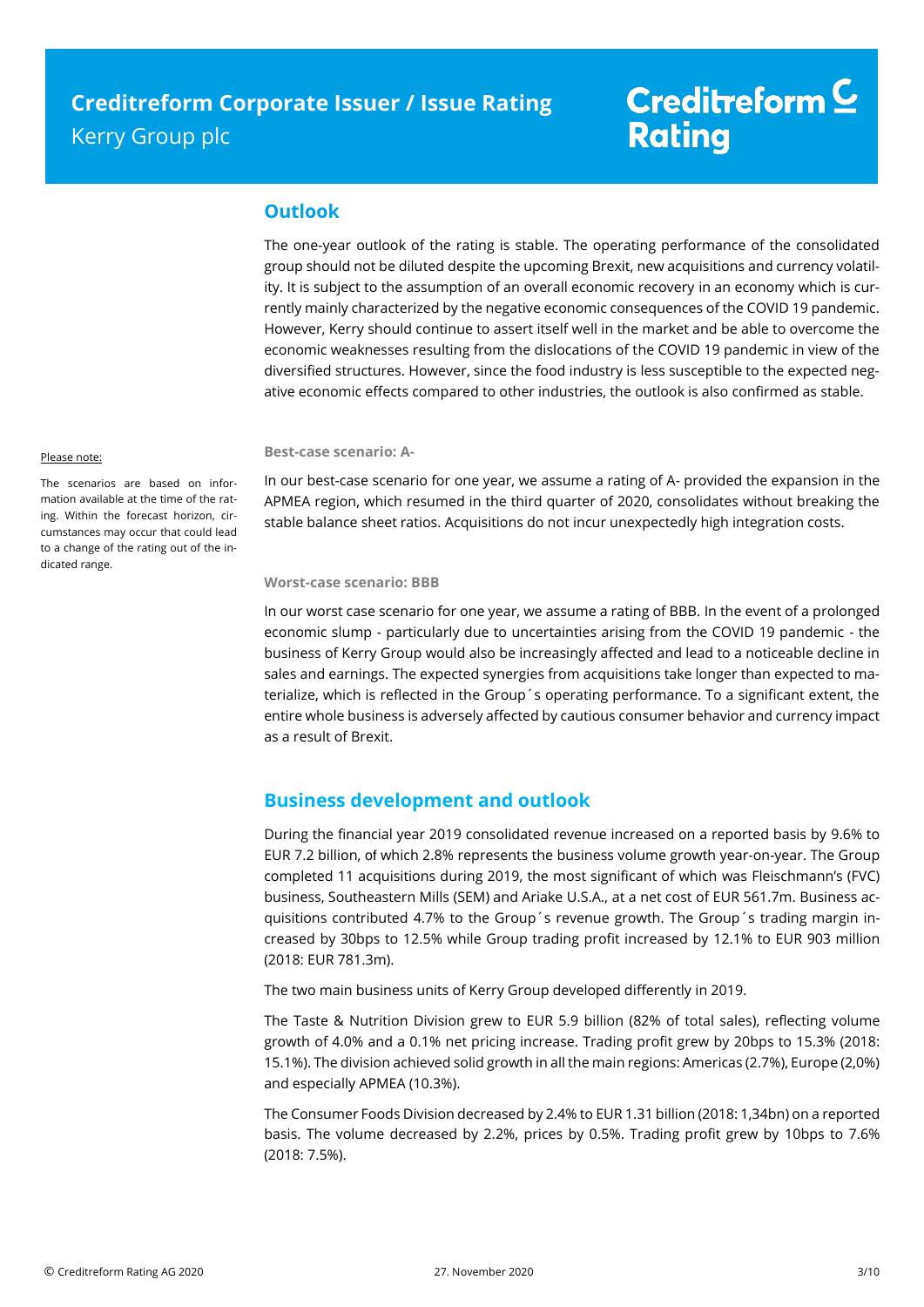## Outlook

The one-year outlook of the rating is stable. The operating performance of the consolidated group should not be diluted despite the upcoming Brexit, new acquisitions and currency volatility. It is subject to the assumption of an overall economic recovery in an economy which is currently mainly characterized by the negative economic consequences of the COVID 19 pandemic. However, Kerry should continue to assert itself well in the market and be able to overcome the economic weaknesses resulting from the dislocations of the COVID 19 pandemic in view of the diversified structures. However, since the food industry is less susceptible to the expected negative economic effects compared to other industries, the outlook is also confirmed as stable.

Please note:

The scenarios are based on information available at the time of the rating. Within the forecast horizon, circumstances may occur that could lead to a change of the rating out of the indicated range.

#### Best-case scenario: A-

In our best-case scenario for one year, we assume a rating of A- provided the expansion in the APMEA region, which resumed in the third quarter of 2020, consolidates without breaking the stable balance sheet ratios. Acquisitions do not incur unexpectedly high integration costs.

#### Worst-case scenario: BBB

In our worst case scenario for one year, we assume a rating of BBB. In the event of a prolonged economic slump - particularly due to uncertainties arising from the COVID 19 pandemic - the business of Kerry Group would also be increasingly affected and lead to a noticeable decline in sales and earnings. The expected synergies from acquisitions take longer than expected to materialize, which is reflected in the Group´s operating performance. To a significant extent, the entire whole business is adversely affected by cautious consumer behavior and currency impact as a result of Brexit.

## Business development and outlook

During the financial year 2019 consolidated revenue increased on a reported basis by 9.6% to EUR 7.2 billion, of which 2.8% represents the business volume growth year-on-year. The Group completed 11 acquisitions during 2019, the most significant of which was Fleischmann's (FVC) business, Southeastern Mills (SEM) and Ariake U.S.A., at a net cost of EUR 561.7m. Business acquisitions contributed 4.7% to the Group´s revenue growth. The Group´s trading margin increased by 30bps to 12.5% while Group trading profit increased by 12.1% to EUR 903 million (2018: EUR 781.3m).

The two main business units of Kerry Group developed differently in 2019.

The Taste & Nutrition Division grew to EUR 5.9 billion (82% of total sales), reflecting volume growth of 4.0% and a 0.1% net pricing increase. Trading profit grew by 20bps to 15.3% (2018: 15.1%). The division achieved solid growth in all the main regions: Americas (2.7%), Europe (2,0%) and especially APMEA (10.3%).

The Consumer Foods Division decreased by 2.4% to EUR 1.31 billion (2018: 1,34bn) on a reported basis. The volume decreased by 2.2%, prices by 0.5%. Trading profit grew by 10bps to 7.6% (2018: 7.5%).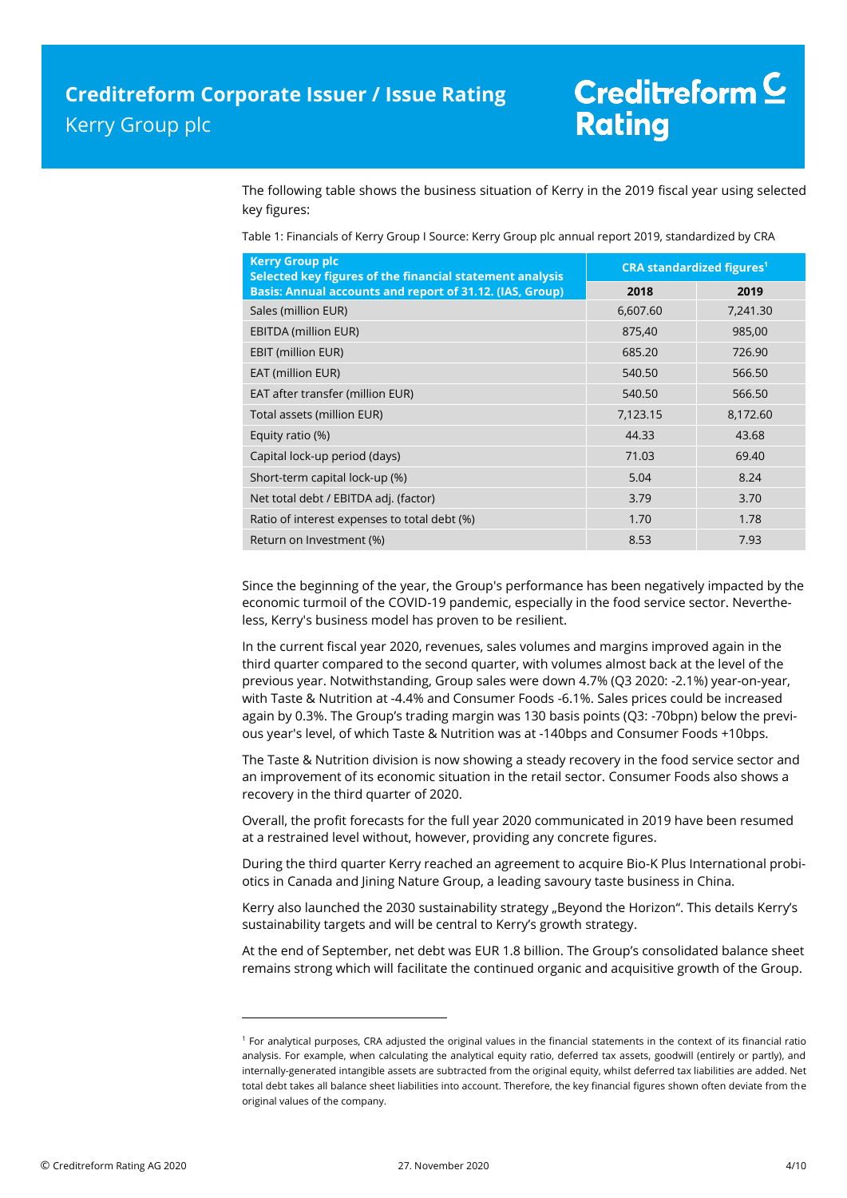The following table shows the business situation of Kerry in the 2019 fiscal year using selected key figures:

Table 1: Financials of Kerry Group I Source: Kerry Group plc annual report 2019, standardized by CRA

| Kerry Group plc<br>Selected key figures of the financial statement analysis<br>Basis: Annual accounts and report of 31.12. (IAS, Group) | CRA standardized figures[1] | |
|---|---|---|
| | 2018 | 2019 |
| Sales (million EUR) | 6,607.60 | 7,241.30 |
| EBITDA (million EUR) | 875,40 | 985,00 |
| EBIT (million EUR) | 685.20 | 726.90 |
| EAT (million EUR) | 540.50 | 566.50 |
| EAT after transfer (million EUR) | 540.50 | 566.50 |
| Total assets (million EUR) | 7,123.15 | 8,172.60 |
| Equity ratio (%) | 44.33 | 43.68 |
| Capital lock-up period (days) | 71.03 | 69.40 |
| Short-term capital lock-up (%) | 5.04 | 8.24 |
| Net total debt / EBITDA adj. (factor) | 3.79 | 3.70 |
| Ratio of interest expenses to total debt (%) | 1.70 | 1.78 |
| Return on Investment (%) | 8.53 | 7.93 |

Since the beginning of the year, the Group's performance has been negatively impacted by the economic turmoil of the COVID-19 pandemic, especially in the food service sector. Nevertheless, Kerry's business model has proven to be resilient.

In the current fiscal year 2020, revenues, sales volumes and margins improved again in the third quarter compared to the second quarter, with volumes almost back at the level of the previous year. Notwithstanding, Group sales were down 4.7% (Q3 2020: -2.1%) year-on-year, with Taste & Nutrition at -4.4% and Consumer Foods -6.1%. Sales prices could be increased again by 0.3%. The Group's trading margin was 130 basis points (Q3: -70bpn) below the previous year's level, of which Taste & Nutrition was at -140bps and Consumer Foods +10bps.

The Taste & Nutrition division is now showing a steady recovery in the food service sector and an improvement of its economic situation in the retail sector. Consumer Foods also shows a recovery in the third quarter of 2020.

Overall, the profit forecasts for the full year 2020 communicated in 2019 have been resumed at a restrained level without, however, providing any concrete figures.

During the third quarter Kerry reached an agreement to acquire Bio-K Plus International probiotics in Canada and Jining Nature Group, a leading savoury taste business in China.

Kerry also launched the 2030 sustainability strategy „Beyond the Horizon". This details Kerry's sustainability targets and will be central to Kerry's growth strategy.

At the end of September, net debt was EUR 1.8 billion. The Group's consolidated balance sheet remains strong which will facilitate the continued organic and acquisitive growth of the Group.

---

[1] For analytical purposes, CRA adjusted the original values in the financial statements in the context of its financial ratio analysis. For example, when calculating the analytical equity ratio, deferred tax assets, goodwill (entirely or partly), and internally-generated intangible assets are subtracted from the original equity, whilst deferred tax liabilities are added. Net total debt takes all balance sheet liabilities into account. Therefore, the key financial figures shown often deviate from the original values of the company.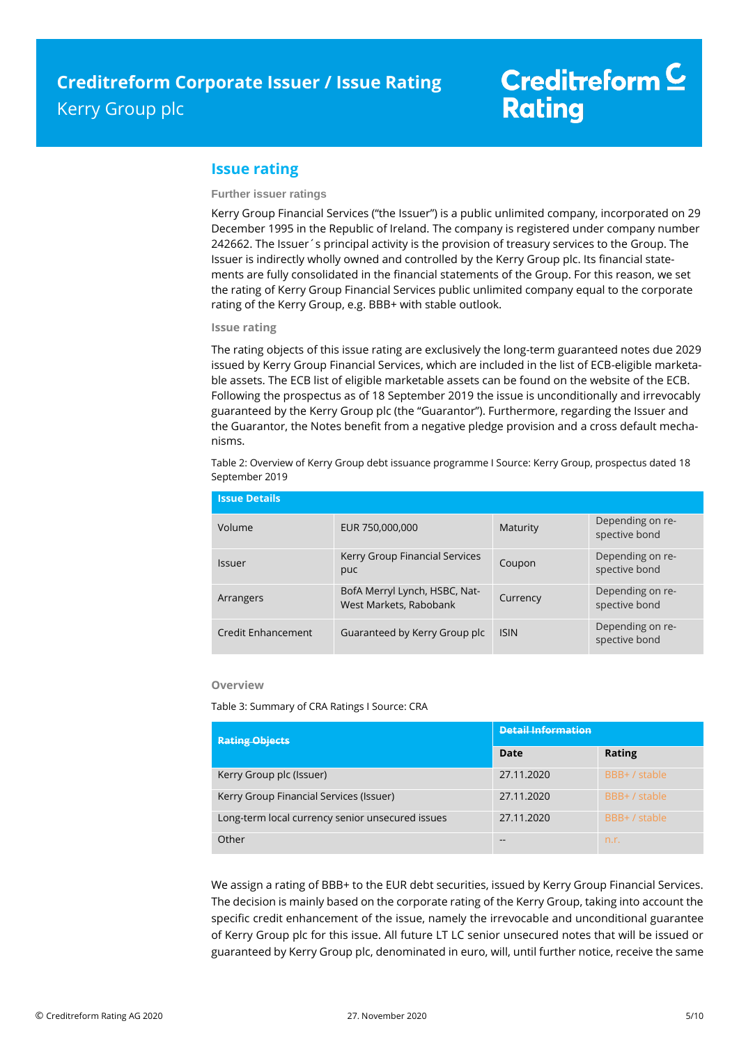## Issue rating

### Further issuer ratings

Kerry Group Financial Services ("the Issuer") is a public unlimited company, incorporated on 29 December 1995 in the Republic of Ireland. The company is registered under company number 242662. The Issuer´s principal activity is the provision of treasury services to the Group. The Issuer is indirectly wholly owned and controlled by the Kerry Group plc. Its financial statements are fully consolidated in the financial statements of the Group. For this reason, we set the rating of Kerry Group Financial Services public unlimited company equal to the corporate rating of the Kerry Group, e.g. BBB+ with stable outlook.

### Issue rating

The rating objects of this issue rating are exclusively the long-term guaranteed notes due 2029 issued by Kerry Group Financial Services, which are included in the list of ECB-eligible marketable assets. The ECB list of eligible marketable assets can be found on the website of the ECB. Following the prospectus as of 18 September 2019 the issue is unconditionally and irrevocably guaranteed by the Kerry Group plc (the "Guarantor"). Furthermore, regarding the Issuer and the Guarantor, the Notes benefit from a negative pledge provision and a cross default mechanisms.

Table 2: Overview of Kerry Group debt issuance programme I Source: Kerry Group, prospectus dated 18 September 2019

| Issue Details | | | |
|---|---|---|---|
| Volume | EUR 750,000,000 | Maturity | Depending on respective bond |
| Issuer | Kerry Group Financial Services puc | Coupon | Depending on respective bond |
| Arrangers | BofA Merryl Lynch, HSBC, NatWest Markets, Rabobank | Currency | Depending on respective bond |
| Credit Enhancement | Guaranteed by Kerry Group plc | ISIN | Depending on respective bond |

### Overview

Table 3: Summary of CRA Ratings I Source: CRA

| Rating Objects | Detail Information | |
|---|---|---|
| | **Date** | **Rating** |
| Kerry Group plc (Issuer) | 27.11.2020 | BBB+ / stable |
| Kerry Group Financial Services (Issuer) | 27.11.2020 | BBB+ / stable |
| Long-term local currency senior unsecured issues | 27.11.2020 | BBB+ / stable |
| Other | -- | n.r. |

We assign a rating of BBB+ to the EUR debt securities, issued by Kerry Group Financial Services. The decision is mainly based on the corporate rating of the Kerry Group, taking into account the specific credit enhancement of the issue, namely the irrevocable and unconditional guarantee of Kerry Group plc for this issue. All future LT LC senior unsecured notes that will be issued or guaranteed by Kerry Group plc, denominated in euro, will, until further notice, receive the same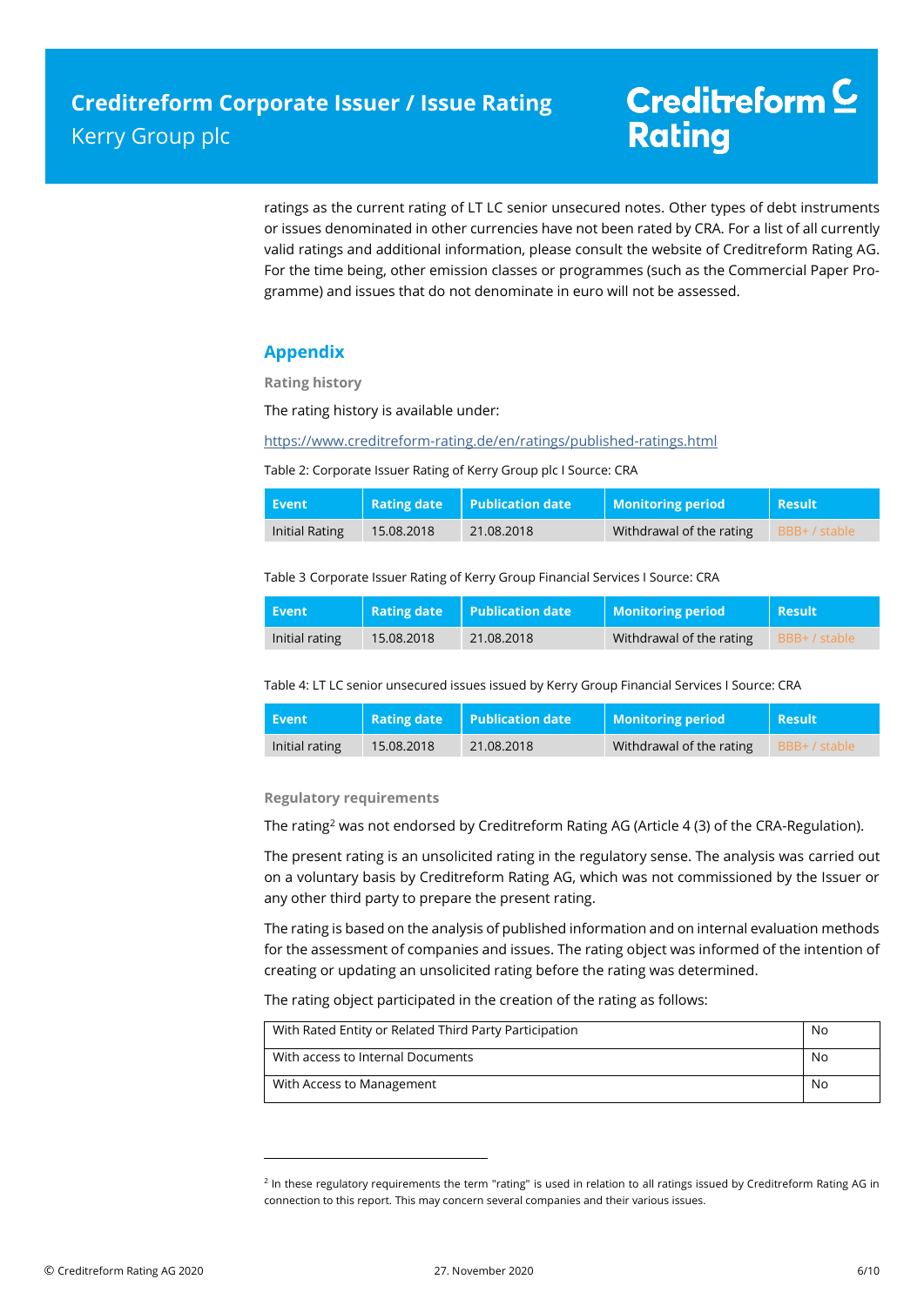ratings as the current rating of LT LC senior unsecured notes. Other types of debt instruments or issues denominated in other currencies have not been rated by CRA. For a list of all currently valid ratings and additional information, please consult the website of Creditreform Rating AG. For the time being, other emission classes or programmes (such as the Commercial Paper Programme) and issues that do not denominate in euro will not be assessed.

## Appendix

### Rating history

The rating history is available under:

https://www.creditreform-rating.de/en/ratings/published-ratings.html

Table 2: Corporate Issuer Rating of Kerry Group plc I Source: CRA

| Event | Rating date | Publication date | Monitoring period | Result |
|---|---|---|---|---|
| Initial Rating | 15.08.2018 | 21.08.2018 | Withdrawal of the rating | BBB+ / stable |

Table 3 Corporate Issuer Rating of Kerry Group Financial Services I Source: CRA

| Event | Rating date | Publication date | Monitoring period | Result |
|---|---|---|---|---|
| Initial rating | 15.08.2018 | 21.08.2018 | Withdrawal of the rating | BBB+ / stable |

Table 4: LT LC senior unsecured issues issued by Kerry Group Financial Services I Source: CRA

| Event | Rating date | Publication date | Monitoring period | Result |
|---|---|---|---|---|
| Initial rating | 15.08.2018 | 21.08.2018 | Withdrawal of the rating | BBB+ / stable |

### Regulatory requirements

The rating[2] was not endorsed by Creditreform Rating AG (Article 4 (3) of the CRA-Regulation).

The present rating is an unsolicited rating in the regulatory sense. The analysis was carried out on a voluntary basis by Creditreform Rating AG, which was not commissioned by the Issuer or any other third party to prepare the present rating.

The rating is based on the analysis of published information and on internal evaluation methods for the assessment of companies and issues. The rating object was informed of the intention of creating or updating an unsolicited rating before the rating was determined.

The rating object participated in the creation of the rating as follows:

| | |
|---|---|
| With Rated Entity or Related Third Party Participation | No |
| With access to Internal Documents | No |
| With Access to Management | No |

[2] In these regulatory requirements the term "rating" is used in relation to all ratings issued by Creditreform Rating AG in connection to this report. This may concern several companies and their various issues.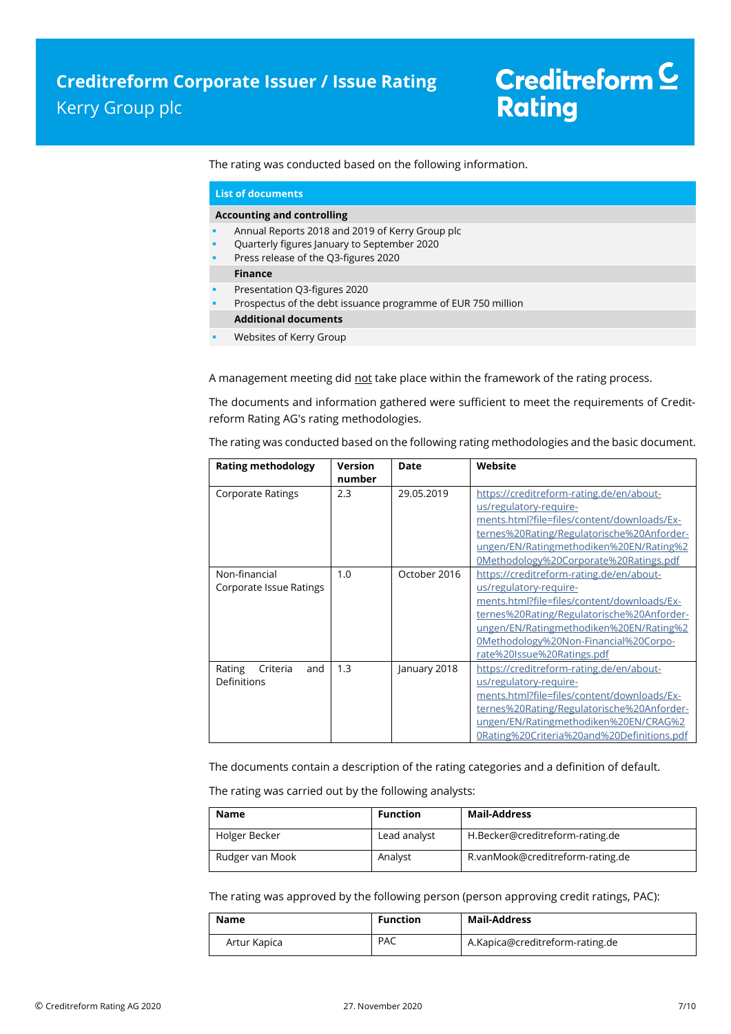The rating was conducted based on the following information.

**List of documents**

**Accounting and controlling**

- Annual Reports 2018 and 2019 of Kerry Group plc
- Quarterly figures January to September 2020
- Press release of the Q3-figures 2020

**Finance**

- Presentation Q3-figures 2020
- Prospectus of the debt issuance programme of EUR 750 million

**Additional documents**

- Websites of Kerry Group

A management meeting did not take place within the framework of the rating process.

The documents and information gathered were sufficient to meet the requirements of Creditreform Rating AG's rating methodologies.

The rating was conducted based on the following rating methodologies and the basic document.

| Rating methodology | Version number | Date | Website |
|---|---|---|---|
| Corporate Ratings | 2.3 | 29.05.2019 | https://creditreform-rating.de/en/about-us/regulatory-requirements.html?file=files/content/downloads/Externes%20Rating/Regulatorische%20Anforderungen/EN/Ratingmethodiken%20EN/Rating%20Methodology%20Corporate%20Ratings.pdf |
| Non-financial Corporate Issue Ratings | 1.0 | October 2016 | https://creditreform-rating.de/en/about-us/regulatory-requirements.html?file=files/content/downloads/Externes%20Rating/Regulatorische%20Anforderungen/EN/Ratingmethodiken%20EN/Rating%20Methodology%20Non-Financial%20Corporate%20Issue%20Ratings.pdf |
| Rating Criteria and Definitions | 1.3 | January 2018 | https://creditreform-rating.de/en/about-us/regulatory-requirements.html?file=files/content/downloads/Externes%20Rating/Regulatorische%20Anforderungen/EN/Ratingmethodiken%20EN/CRAG%20Rating%20Criteria%20and%20Definitions.pdf |

The documents contain a description of the rating categories and a definition of default.

The rating was carried out by the following analysts:

| Name | Function | Mail-Address |
|---|---|---|
| Holger Becker | Lead analyst | H.Becker@creditreform-rating.de |
| Rudger van Mook | Analyst | R.vanMook@creditreform-rating.de |

The rating was approved by the following person (person approving credit ratings, PAC):

| Name | Function | Mail-Address |
|---|---|---|
| Artur Kapica | PAC | A.Kapica@creditreform-rating.de |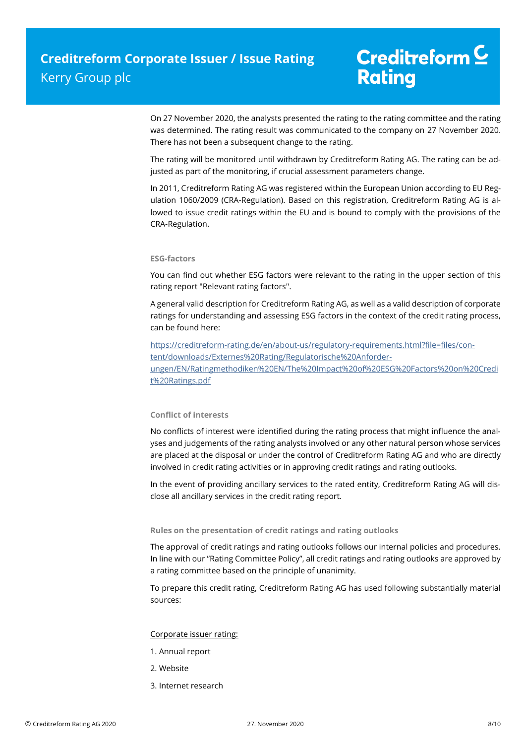On 27 November 2020, the analysts presented the rating to the rating committee and the rating was determined. The rating result was communicated to the company on 27 November 2020. There has not been a subsequent change to the rating.

The rating will be monitored until withdrawn by Creditreform Rating AG. The rating can be adjusted as part of the monitoring, if crucial assessment parameters change.

In 2011, Creditreform Rating AG was registered within the European Union according to EU Regulation 1060/2009 (CRA-Regulation). Based on this registration, Creditreform Rating AG is allowed to issue credit ratings within the EU and is bound to comply with the provisions of the CRA-Regulation.

### ESG-factors

You can find out whether ESG factors were relevant to the rating in the upper section of this rating report "Relevant rating factors".

A general valid description for Creditreform Rating AG, as well as a valid description of corporate ratings for understanding and assessing ESG factors in the context of the credit rating process, can be found here:

https://creditreform-rating.de/en/about-us/regulatory-requirements.html?file=files/content/downloads/Externes%20Rating/Regulatorische%20Anforderungen/EN/Ratingmethodiken%20EN/The%20Impact%20of%20ESG%20Factors%20on%20Credit%20Ratings.pdf

### Conflict of interests

No conflicts of interest were identified during the rating process that might influence the analyses and judgements of the rating analysts involved or any other natural person whose services are placed at the disposal or under the control of Creditreform Rating AG and who are directly involved in credit rating activities or in approving credit ratings and rating outlooks.

In the event of providing ancillary services to the rated entity, Creditreform Rating AG will disclose all ancillary services in the credit rating report.

### Rules on the presentation of credit ratings and rating outlooks

The approval of credit ratings and rating outlooks follows our internal policies and procedures. In line with our "Rating Committee Policy", all credit ratings and rating outlooks are approved by a rating committee based on the principle of unanimity.

To prepare this credit rating, Creditreform Rating AG has used following substantially material sources:

Corporate issuer rating:

1. Annual report
2. Website
3. Internet research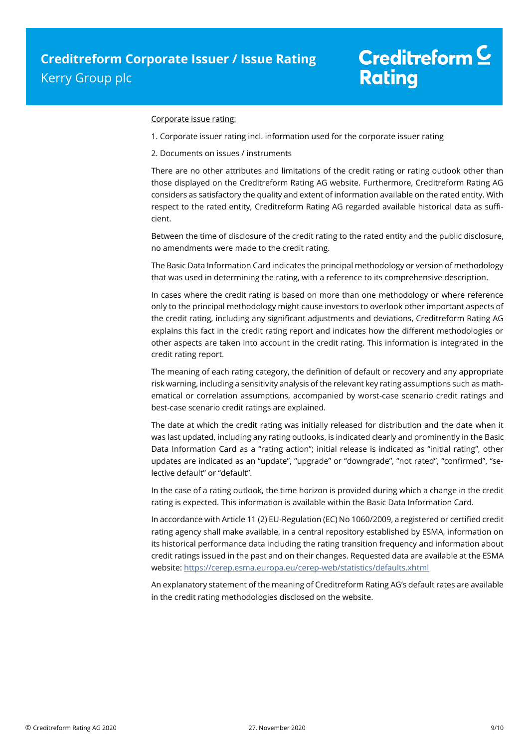Corporate issue rating:

1. Corporate issuer rating incl. information used for the corporate issuer rating

2. Documents on issues / instruments

There are no other attributes and limitations of the credit rating or rating outlook other than those displayed on the Creditreform Rating AG website. Furthermore, Creditreform Rating AG considers as satisfactory the quality and extent of information available on the rated entity. With respect to the rated entity, Creditreform Rating AG regarded available historical data as sufficient.

Between the time of disclosure of the credit rating to the rated entity and the public disclosure, no amendments were made to the credit rating.

The Basic Data Information Card indicates the principal methodology or version of methodology that was used in determining the rating, with a reference to its comprehensive description.

In cases where the credit rating is based on more than one methodology or where reference only to the principal methodology might cause investors to overlook other important aspects of the credit rating, including any significant adjustments and deviations, Creditreform Rating AG explains this fact in the credit rating report and indicates how the different methodologies or other aspects are taken into account in the credit rating. This information is integrated in the credit rating report.

The meaning of each rating category, the definition of default or recovery and any appropriate risk warning, including a sensitivity analysis of the relevant key rating assumptions such as mathematical or correlation assumptions, accompanied by worst-case scenario credit ratings and best-case scenario credit ratings are explained.

The date at which the credit rating was initially released for distribution and the date when it was last updated, including any rating outlooks, is indicated clearly and prominently in the Basic Data Information Card as a "rating action"; initial release is indicated as "initial rating", other updates are indicated as an "update", "upgrade" or "downgrade", "not rated", "confirmed", "selective default" or "default".

In the case of a rating outlook, the time horizon is provided during which a change in the credit rating is expected. This information is available within the Basic Data Information Card.

In accordance with Article 11 (2) EU-Regulation (EC) No 1060/2009, a registered or certified credit rating agency shall make available, in a central repository established by ESMA, information on its historical performance data including the rating transition frequency and information about credit ratings issued in the past and on their changes. Requested data are available at the ESMA website: https://cerep.esma.europa.eu/cerep-web/statistics/defaults.xhtml

An explanatory statement of the meaning of Creditreform Rating AG's default rates are available in the credit rating methodologies disclosed on the website.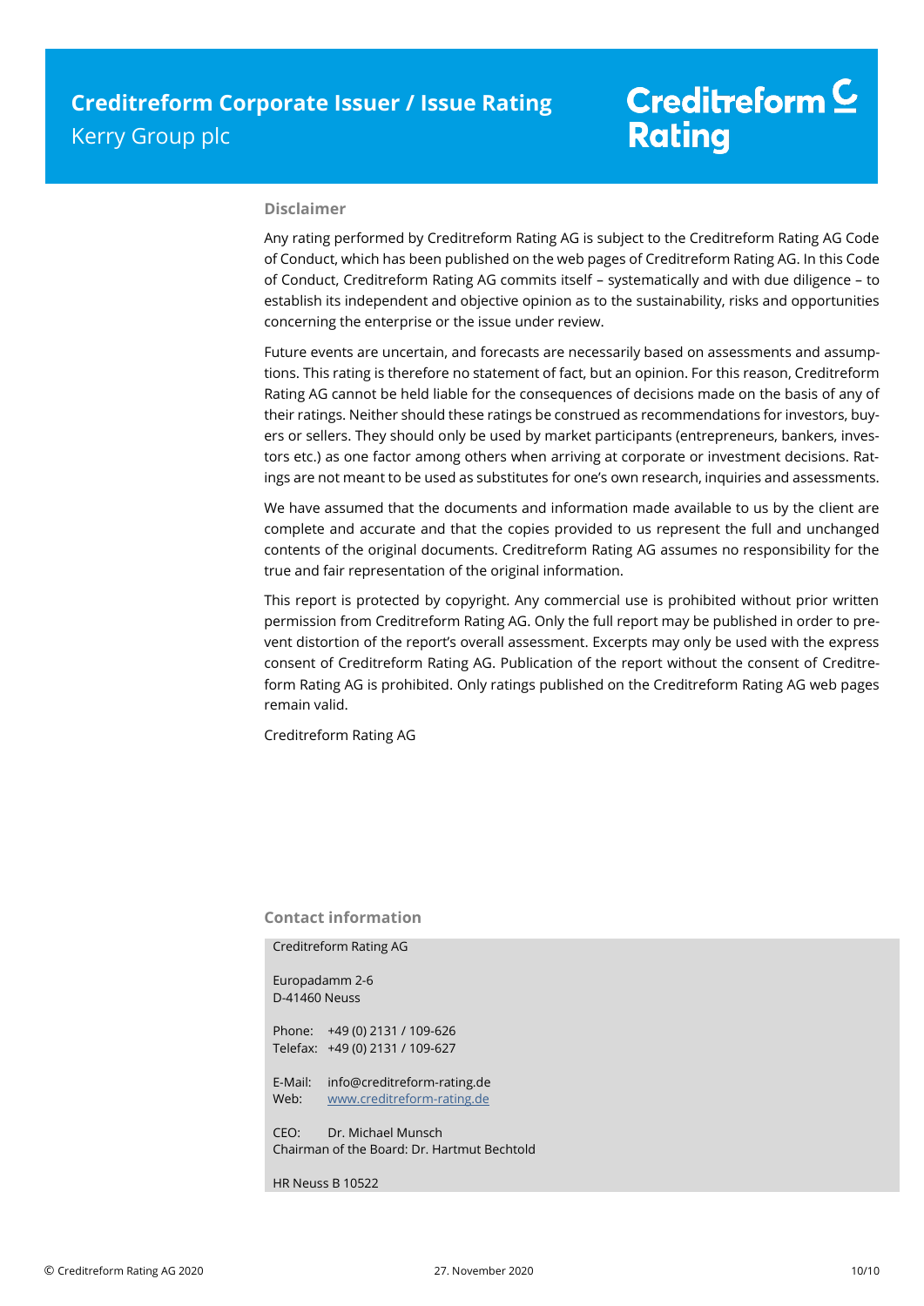## Disclaimer

Any rating performed by Creditreform Rating AG is subject to the Creditreform Rating AG Code of Conduct, which has been published on the web pages of Creditreform Rating AG. In this Code of Conduct, Creditreform Rating AG commits itself – systematically and with due diligence – to establish its independent and objective opinion as to the sustainability, risks and opportunities concerning the enterprise or the issue under review.

Future events are uncertain, and forecasts are necessarily based on assessments and assumptions. This rating is therefore no statement of fact, but an opinion. For this reason, Creditreform Rating AG cannot be held liable for the consequences of decisions made on the basis of any of their ratings. Neither should these ratings be construed as recommendations for investors, buyers or sellers. They should only be used by market participants (entrepreneurs, bankers, investors etc.) as one factor among others when arriving at corporate or investment decisions. Ratings are not meant to be used as substitutes for one's own research, inquiries and assessments.

We have assumed that the documents and information made available to us by the client are complete and accurate and that the copies provided to us represent the full and unchanged contents of the original documents. Creditreform Rating AG assumes no responsibility for the true and fair representation of the original information.

This report is protected by copyright. Any commercial use is prohibited without prior written permission from Creditreform Rating AG. Only the full report may be published in order to prevent distortion of the report's overall assessment. Excerpts may only be used with the express consent of Creditreform Rating AG. Publication of the report without the consent of Creditreform Rating AG is prohibited. Only ratings published on the Creditreform Rating AG web pages remain valid.

Creditreform Rating AG

## Contact information

Creditreform Rating AG

Europadamm 2-6
D-41460 Neuss

Phone: +49 (0) 2131 / 109-626
Telefax: +49 (0) 2131 / 109-627

E-Mail: info@creditreform-rating.de
Web: www.creditreform-rating.de

CEO: Dr. Michael Munsch
Chairman of the Board: Dr. Hartmut Bechtold

HR Neuss B 10522